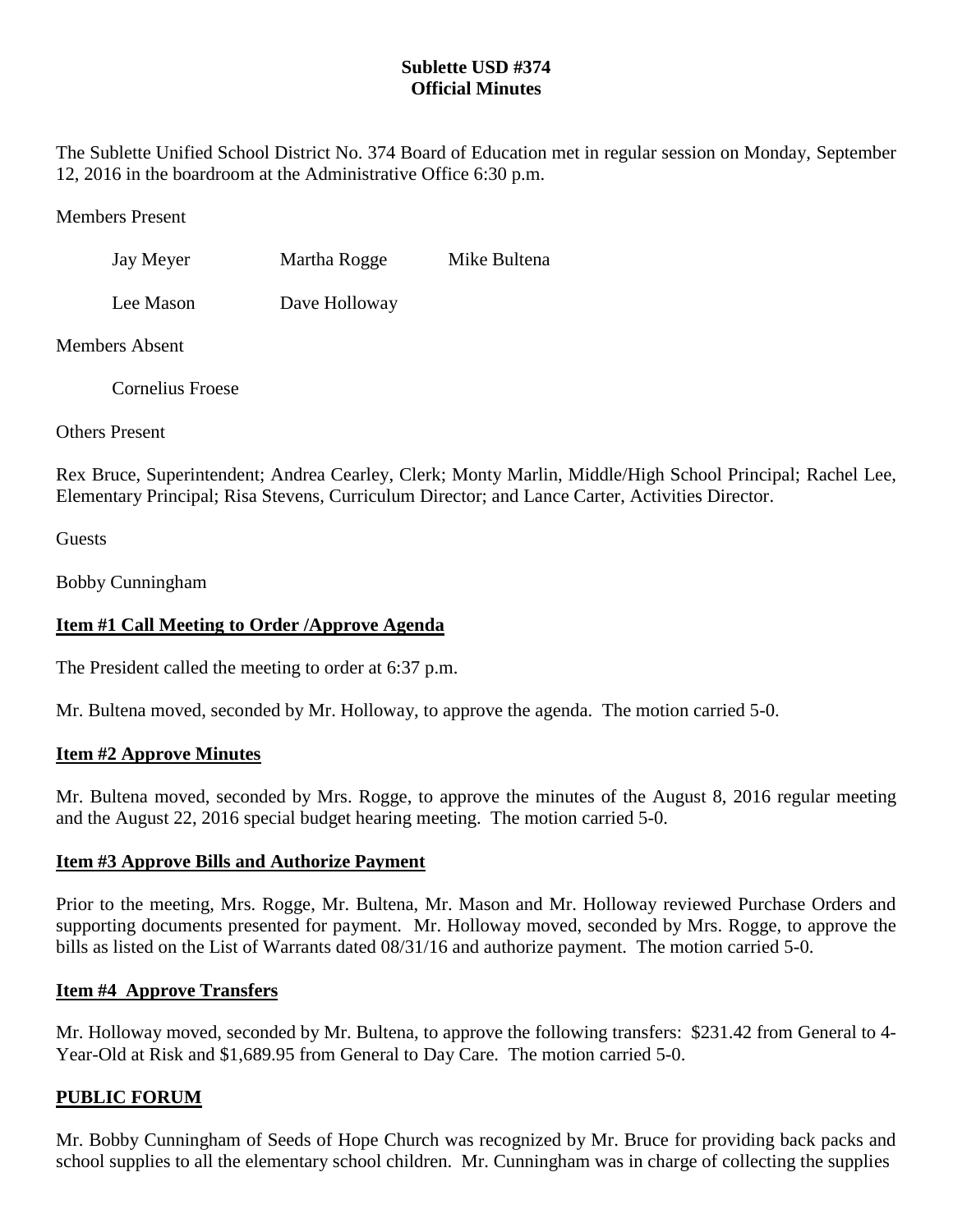**Sublette USD #374**
**Official Minutes**

The Sublette Unified School District No. 374 Board of Education met in regular session on Monday, September 12, 2016 in the boardroom at the Administrative Office 6:30 p.m.

Members Present

| | | |
|---|---|---|
| Jay Meyer | Martha Rogge | Mike Bultena |
| Lee Mason | Dave Holloway | |

Members Absent

Cornelius Froese

Others Present

Rex Bruce, Superintendent; Andrea Cearley, Clerk; Monty Marlin, Middle/High School Principal; Rachel Lee, Elementary Principal; Risa Stevens, Curriculum Director; and Lance Carter, Activities Director.

Guests

Bobby Cunningham

**Item #1 Call Meeting to Order /Approve Agenda**

The President called the meeting to order at 6:37 p.m.

Mr. Bultena moved, seconded by Mr. Holloway, to approve the agenda. The motion carried 5-0.

**Item #2 Approve Minutes**

Mr. Bultena moved, seconded by Mrs. Rogge, to approve the minutes of the August 8, 2016 regular meeting and the August 22, 2016 special budget hearing meeting. The motion carried 5-0.

**Item #3 Approve Bills and Authorize Payment**

Prior to the meeting, Mrs. Rogge, Mr. Bultena, Mr. Mason and Mr. Holloway reviewed Purchase Orders and supporting documents presented for payment. Mr. Holloway moved, seconded by Mrs. Rogge, to approve the bills as listed on the List of Warrants dated 08/31/16 and authorize payment. The motion carried 5-0.

**Item #4 Approve Transfers**

Mr. Holloway moved, seconded by Mr. Bultena, to approve the following transfers: $231.42 from General to 4-Year-Old at Risk and $1,689.95 from General to Day Care. The motion carried 5-0.

**PUBLIC FORUM**

Mr. Bobby Cunningham of Seeds of Hope Church was recognized by Mr. Bruce for providing back packs and school supplies to all the elementary school children. Mr. Cunningham was in charge of collecting the supplies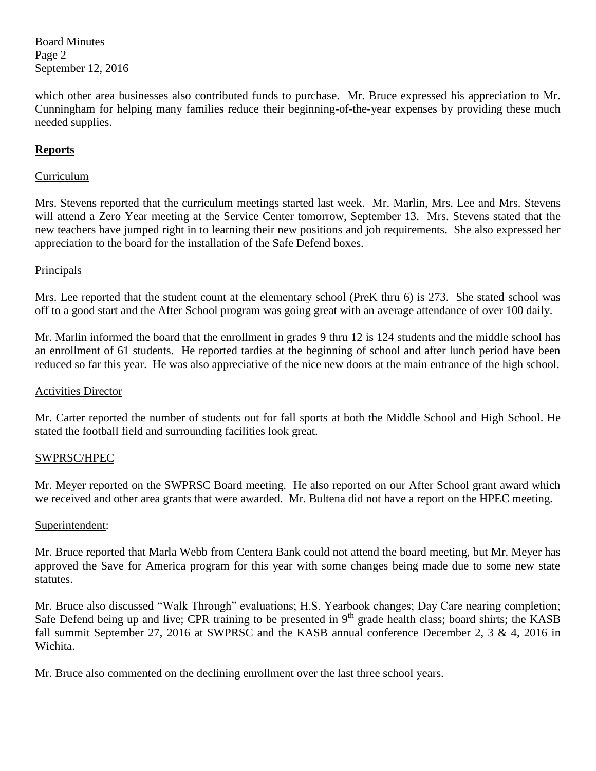which other area businesses also contributed funds to purchase. Mr. Bruce expressed his appreciation to Mr. Cunningham for helping many families reduce their beginning-of-the-year expenses by providing these much needed supplies.

## Reports

### Curriculum

Mrs. Stevens reported that the curriculum meetings started last week. Mr. Marlin, Mrs. Lee and Mrs. Stevens will attend a Zero Year meeting at the Service Center tomorrow, September 13. Mrs. Stevens stated that the new teachers have jumped right in to learning their new positions and job requirements. She also expressed her appreciation to the board for the installation of the Safe Defend boxes.

### Principals

Mrs. Lee reported that the student count at the elementary school (PreK thru 6) is 273. She stated school was off to a good start and the After School program was going great with an average attendance of over 100 daily.

Mr. Marlin informed the board that the enrollment in grades 9 thru 12 is 124 students and the middle school has an enrollment of 61 students. He reported tardies at the beginning of school and after lunch period have been reduced so far this year. He was also appreciative of the nice new doors at the main entrance of the high school.

### Activities Director

Mr. Carter reported the number of students out for fall sports at both the Middle School and High School. He stated the football field and surrounding facilities look great.

### SWPRSC/HPEC

Mr. Meyer reported on the SWPRSC Board meeting. He also reported on our After School grant award which we received and other area grants that were awarded. Mr. Bultena did not have a report on the HPEC meeting.

### Superintendent:

Mr. Bruce reported that Marla Webb from Centera Bank could not attend the board meeting, but Mr. Meyer has approved the Save for America program for this year with some changes being made due to some new state statutes.

Mr. Bruce also discussed "Walk Through" evaluations; H.S. Yearbook changes; Day Care nearing completion; Safe Defend being up and live; CPR training to be presented in 9th grade health class; board shirts; the KASB fall summit September 27, 2016 at SWPRSC and the KASB annual conference December 2, 3 & 4, 2016 in Wichita.

Mr. Bruce also commented on the declining enrollment over the last three school years.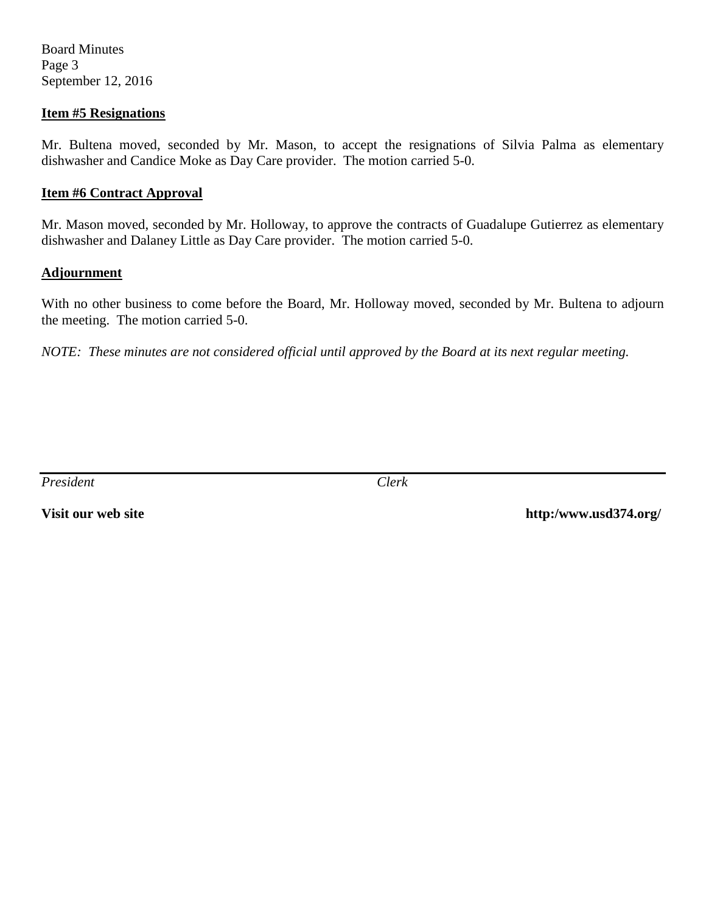#### Item #5 Resignations

Mr. Bultena moved, seconded by Mr. Mason, to accept the resignations of Silvia Palma as elementary dishwasher and Candice Moke as Day Care provider. The motion carried 5-0.

#### Item #6 Contract Approval

Mr. Mason moved, seconded by Mr. Holloway, to approve the contracts of Guadalupe Gutierrez as elementary dishwasher and Dalaney Little as Day Care provider. The motion carried 5-0.

#### Adjournment

With no other business to come before the Board, Mr. Holloway moved, seconded by Mr. Bultena to adjourn the meeting. The motion carried 5-0.

*NOTE: These minutes are not considered official until approved by the Board at its next regular meeting.*

*President* *Clerk*

**Visit our web site** **http:/www.usd374.org/**